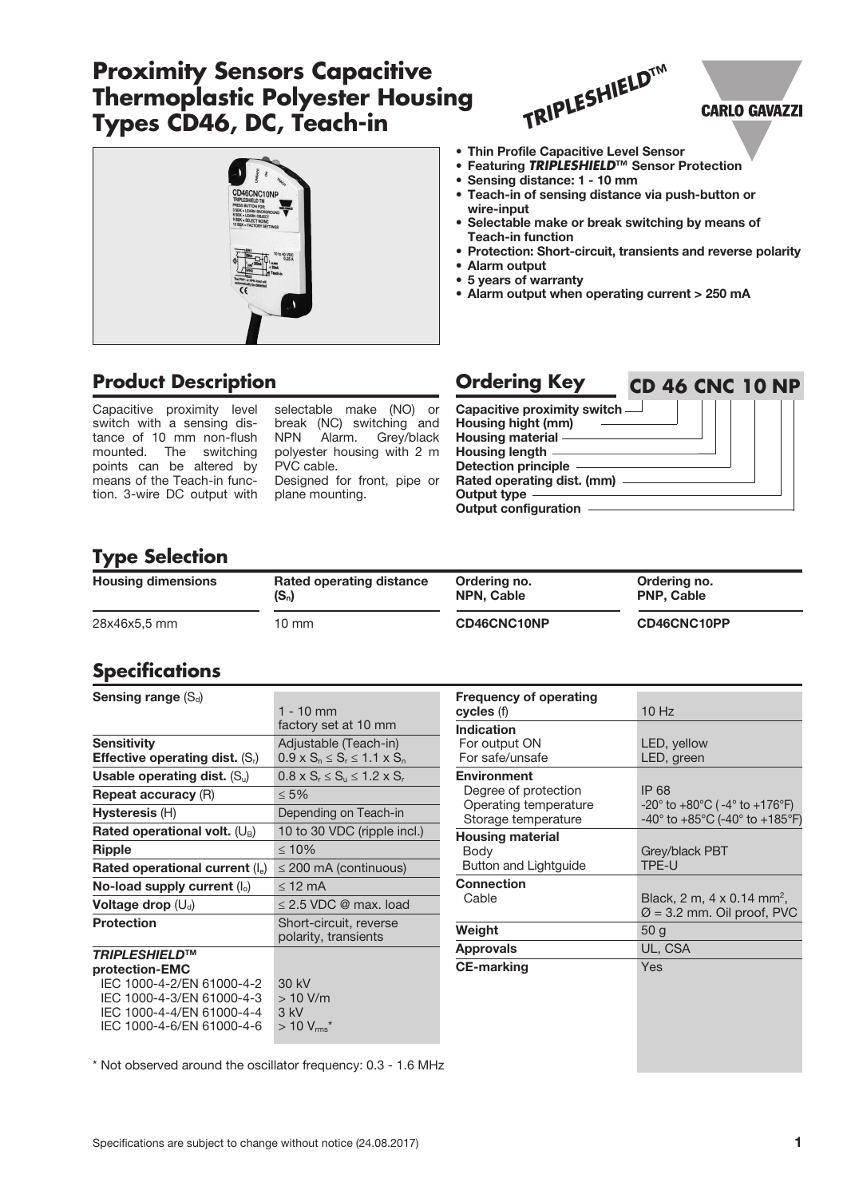# Proximity Sensors Capacitive Thermoplastic Polyester Housing Types CD46, DC, Teach-in

TRIPLESHIELD™

CARLO GAVAZZI

- **Thin Profile Capacitive Level Sensor**
- **Featuring *TRIPLESHIELD*™ Sensor Protection**
- **Sensing distance: 1 - 10 mm**
- **Teach-in of sensing distance via push-button or wire-input**
- **Selectable make or break switching by means of Teach-in function**
- **Protection: Short-circuit, transients and reverse polarity**
- **Alarm output**
- **5 years of warranty**
- **Alarm output when operating current > 250 mA**

## Product Description

Capacitive proximity level switch with a sensing distance of 10 mm non-flush mounted. The switching points can be altered by means of the Teach-in function. 3-wire DC output with selectable make (NO) or break (NC) switching and NPN Alarm. Grey/black polyester housing with 2 m PVC cable.
Designed for front, pipe or plane mounting.

## Ordering Key

**CD 46 CNC 10 NP**

- Capacitive proximity switch
- Housing hight (mm)
- Housing material
- Housing length
- Detection principle
- Rated operating dist. (mm)
- Output type
- Output configuration

## Type Selection

| Housing dimensions | Rated operating distance ($S_n$) | Ordering no. NPN, Cable | Ordering no. PNP, Cable |
|---|---|---|---|
| 28x46x5,5 mm | 10 mm | **CD46CNC10NP** | **CD46CNC10PP** |

## Specifications

| | |
|---|---|
| **Sensing range** ($S_d$) | 1 - 10 mm<br>factory set at 10 mm |
| **Sensitivity** | Adjustable (Teach-in) |
| **Effective operating dist.** ($S_r$) | $0.9 \times S_n \leq S_r \leq 1.1 \times S_n$ |
| **Usable operating dist.** ($S_u$) | $0.8 \times S_r \leq S_u \leq 1.2 \times S_r$ |
| **Repeat accuracy** (R) | ≤ 5% |
| **Hysteresis** (H) | Depending on Teach-in |
| **Rated operational volt.** ($U_B$) | 10 to 30 VDC (ripple incl.) |
| **Ripple** | ≤ 10% |
| **Rated operational current** ($I_e$) | ≤ 200 mA (continuous) |
| **No-load supply current** ($I_o$) | ≤ 12 mA |
| **Voltage drop** ($U_d$) | ≤ 2.5 VDC @ max. load |
| **Protection** | Short-circuit, reverse polarity, transients |
| ***TRIPLESHIELD*™ protection-EMC** | |
| IEC 1000-4-2/EN 61000-4-2 | 30 kV |
| IEC 1000-4-3/EN 61000-4-3 | > 10 V/m |
| IEC 1000-4-4/EN 61000-4-4 | 3 kV |
| IEC 1000-4-6/EN 61000-4-6 | > 10 $V_{rms}$* |
| **Frequency of operating cycles** (f) | 10 Hz |
| **Indication** | |
| For output ON | LED, yellow |
| For safe/unsafe | LED, green |
| **Environment** | |
| Degree of protection | IP 68 |
| Operating temperature | -20° to +80°C ( -4° to +176°F) |
| Storage temperature | -40° to +85°C (-40° to +185°F) |
| **Housing material** | |
| Body | Grey/black PBT |
| Button and Lightguide | TPE-U |
| **Connection** | |
| Cable | Black, 2 m, 4 x 0.14 $mm^2$, Ø = 3.2 mm. Oil proof, PVC |
| **Weight** | 50 g |
| **Approvals** | UL, CSA |
| **CE-marking** | Yes |

\* Not observed around the oscillator frequency: 0.3 - 1.6 MHz

Specifications are subject to change without notice (24.08.2017)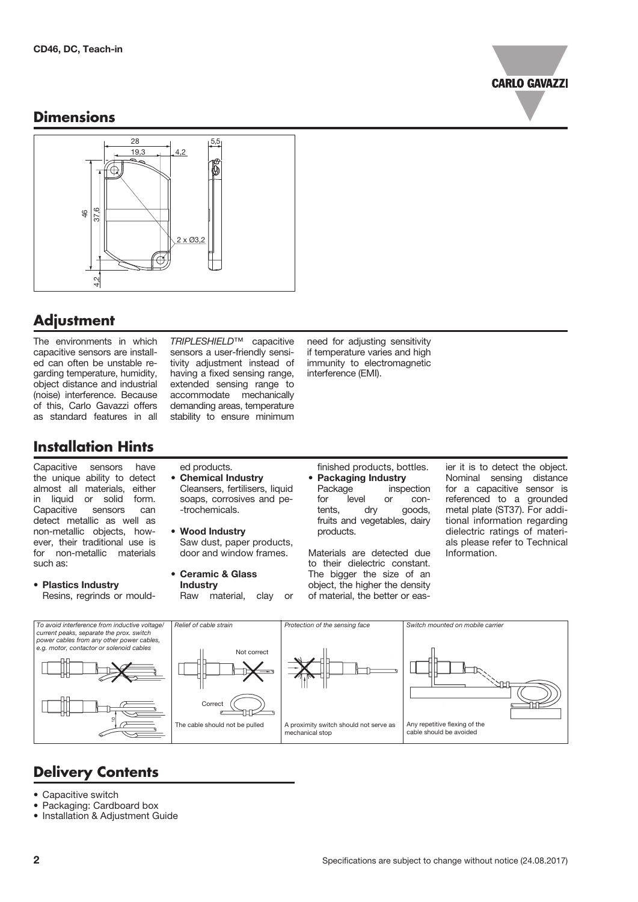## Dimensions

## Adjustment

The environments in which capacitive sensors are installed can often be unstable regarding temperature, humidity, object distance and industrial (noise) interference. Because of this, Carlo Gavazzi offers as standard features in all *TRIPLESHIELD*™ capacitive sensors a user-friendly sensitivity adjustment instead of having a fixed sensing range, extended sensing range to accommodate mechanically demanding areas, temperature stability to ensure minimum need for adjusting sensitivity if temperature varies and high immunity to electromagnetic interference (EMI).

## Installation Hints

Capacitive sensors have the unique ability to detect almost all materials, either in liquid or solid form. Capacitive sensors can detect metallic as well as non-metallic objects, however, their traditional use is for non-metallic materials such as:

- **Plastics Industry**
  Resins, regrinds or moulded products.
- **Chemical Industry**
  Cleansers, fertilisers, liquid soaps, corrosives and petrochemicals.
- **Wood Industry**
  Saw dust, paper products, door and window frames.
- **Ceramic & Glass Industry**
  Raw material, clay or finished products, bottles.
- **Packaging Industry**
  Package inspection for level or contents, dry goods, fruits and vegetables, dairy products.

Materials are detected due to their dielectric constant. The bigger the size of an object, the higher the density of material, the better or easier it is to detect the object. Nominal sensing distance for a capacitive sensor is referenced to a grounded metal plate (ST37). For additional information regarding dielectric ratings of materials please refer to Technical Information.

*To avoid interference from inductive voltage/current peaks, separate the prox. switch power cables from any other power cables, e.g. motor, contactor or solenoid cables*

*Relief of cable strain*

Not correct

Correct

The cable should not be pulled

*Protection of the sensing face*

A proximity switch should not serve as mechanical stop

*Switch mounted on mobile carrier*

Any repetitive flexing of the cable should be avoided

## Delivery Contents

- Capacitive switch
- Packaging: Cardboard box
- Installation & Adjustment Guide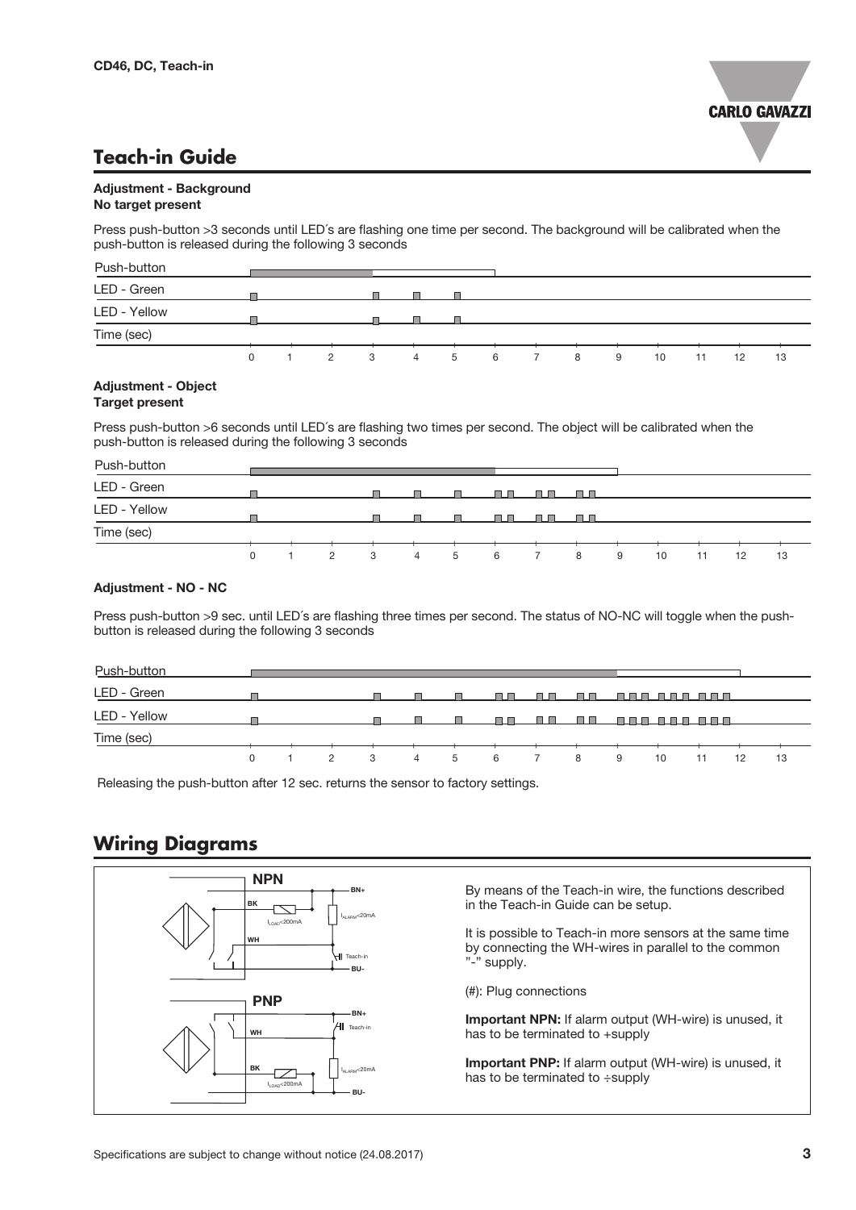## Teach-in Guide

**Adjustment - Background**
**No target present**

Press push-button >3 seconds until LED´s are flashing one time per second. The background will be calibrated when the push-button is released during the following 3 seconds

Push-button
LED - Green
LED - Yellow
Time (sec)
0 1 2 3 4 5 6 7 8 9 10 11 12 13

**Adjustment - Object**
**Target present**

Press push-button >6 seconds until LED´s are flashing two times per second. The object will be calibrated when the push-button is released during the following 3 seconds

Push-button
LED - Green
LED - Yellow
Time (sec)
0 1 2 3 4 5 6 7 8 9 10 11 12 13

**Adjustment - NO - NC**

Press push-button >9 sec. until LED´s are flashing three times per second. The status of NO-NC will toggle when the push-button is released during the following 3 seconds

Push-button
LED - Green
LED - Yellow
Time (sec)
0 1 2 3 4 5 6 7 8 9 10 11 12 13

Releasing the push-button after 12 sec. returns the sensor to factory settings.

## Wiring Diagrams

NPN
BN+
BK
$I_{LOAD}$<200mA
$I_{ALARM}$<20mA
WH
Teach-in
BU-

PNP
BN+
Teach-in
WH
BK
$I_{ALARM}$<20mA
$I_{LOAD}$<200mA
BU-

By means of the Teach-in wire, the functions described in the Teach-in Guide can be setup.

It is possible to Teach-in more sensors at the same time by connecting the WH-wires in parallel to the common "-" supply.

(#): Plug connections

**Important NPN:** If alarm output (WH-wire) is unused, it has to be terminated to +supply

**Important PNP:** If alarm output (WH-wire) is unused, it has to be terminated to ÷supply